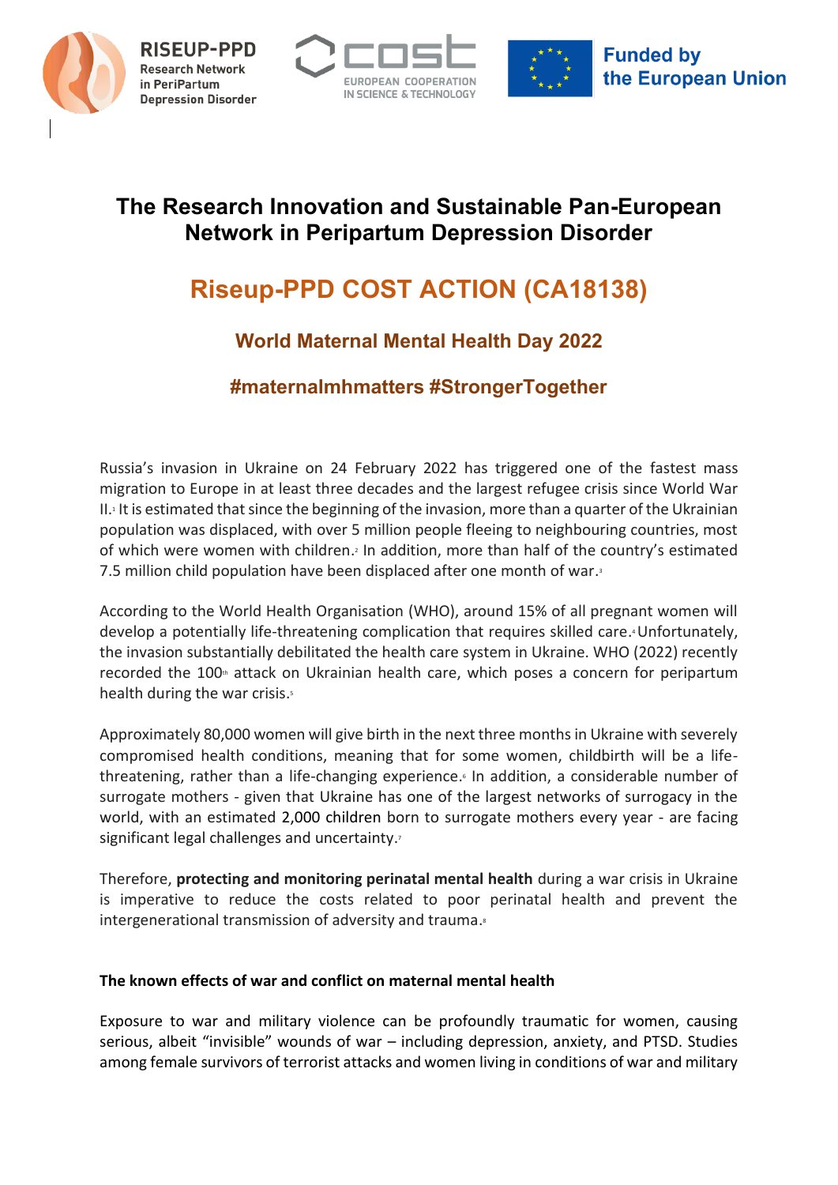RISEUP-PPD Research Network in PeriPartum Depression Disorder

cost EUROPEAN COOPERATION IN SCIENCE & TECHNOLOGY

Funded by the European Union

# The Research Innovation and Sustainable Pan-European Network in Peripartum Depression Disorder

## Riseup-PPD COST ACTION (CA18138)

### World Maternal Mental Health Day 2022

### #maternalmhmatters #StrongerTogether

Russia's invasion in Ukraine on 24 February 2022 has triggered one of the fastest mass migration to Europe in at least three decades and the largest refugee crisis since World War II.[1] It is estimated that since the beginning of the invasion, more than a quarter of the Ukrainian population was displaced, with over 5 million people fleeing to neighbouring countries, most of which were women with children.[2] In addition, more than half of the country's estimated 7.5 million child population have been displaced after one month of war.[3]

According to the World Health Organisation (WHO), around 15% of all pregnant women will develop a potentially life-threatening complication that requires skilled care.[4] Unfortunately, the invasion substantially debilitated the health care system in Ukraine. WHO (2022) recently recorded the 100th attack on Ukrainian health care, which poses a concern for peripartum health during the war crisis.[5]

Approximately 80,000 women will give birth in the next three months in Ukraine with severely compromised health conditions, meaning that for some women, childbirth will be a life-threatening, rather than a life-changing experience.[6] In addition, a considerable number of surrogate mothers - given that Ukraine has one of the largest networks of surrogacy in the world, with an estimated 2,000 children born to surrogate mothers every year - are facing significant legal challenges and uncertainty.[7]

Therefore, **protecting and monitoring perinatal mental health** during a war crisis in Ukraine is imperative to reduce the costs related to poor perinatal health and prevent the intergenerational transmission of adversity and trauma.[8]

**The known effects of war and conflict on maternal mental health**

Exposure to war and military violence can be profoundly traumatic for women, causing serious, albeit "invisible" wounds of war – including depression, anxiety, and PTSD. Studies among female survivors of terrorist attacks and women living in conditions of war and military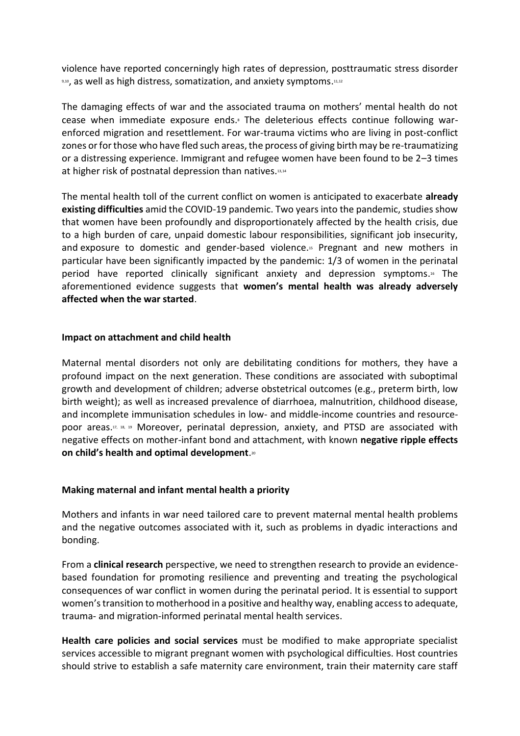violence have reported concerningly high rates of depression, posttraumatic stress disorder [9,10], as well as high distress, somatization, and anxiety symptoms.[11,12]

The damaging effects of war and the associated trauma on mothers' mental health do not cease when immediate exposure ends.[8] The deleterious effects continue following war-enforced migration and resettlement. For war-trauma victims who are living in post-conflict zones or for those who have fled such areas, the process of giving birth may be re-traumatizing or a distressing experience. Immigrant and refugee women have been found to be 2–3 times at higher risk of postnatal depression than natives.[13,14]

The mental health toll of the current conflict on women is anticipated to exacerbate **already existing difficulties** amid the COVID-19 pandemic. Two years into the pandemic, studies show that women have been profoundly and disproportionately affected by the health crisis, due to a high burden of care, unpaid domestic labour responsibilities, significant job insecurity, and exposure to domestic and gender-based violence.[15] Pregnant and new mothers in particular have been significantly impacted by the pandemic: 1/3 of women in the perinatal period have reported clinically significant anxiety and depression symptoms.[16] The aforementioned evidence suggests that **women's mental health was already adversely affected when the war started**.

### Impact on attachment and child health

Maternal mental disorders not only are debilitating conditions for mothers, they have a profound impact on the next generation. These conditions are associated with suboptimal growth and development of children; adverse obstetrical outcomes (e.g., preterm birth, low birth weight); as well as increased prevalence of diarrhoea, malnutrition, childhood disease, and incomplete immunisation schedules in low- and middle-income countries and resource-poor areas.[17, 18, 19] Moreover, perinatal depression, anxiety, and PTSD are associated with negative effects on mother-infant bond and attachment, with known **negative ripple effects on child's health and optimal development**.[20]

### Making maternal and infant mental health a priority

Mothers and infants in war need tailored care to prevent maternal mental health problems and the negative outcomes associated with it, such as problems in dyadic interactions and bonding.

From a **clinical research** perspective, we need to strengthen research to provide an evidence-based foundation for promoting resilience and preventing and treating the psychological consequences of war conflict in women during the perinatal period. It is essential to support women's transition to motherhood in a positive and healthy way, enabling access to adequate, trauma- and migration-informed perinatal mental health services.

**Health care policies and social services** must be modified to make appropriate specialist services accessible to migrant pregnant women with psychological difficulties. Host countries should strive to establish a safe maternity care environment, train their maternity care staff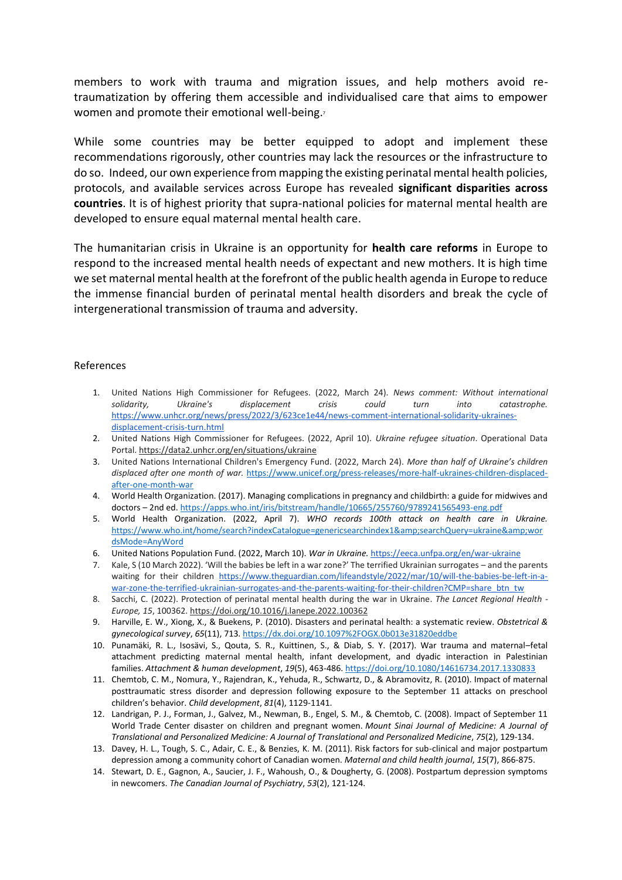members to work with trauma and migration issues, and help mothers avoid re-traumatization by offering them accessible and individualised care that aims to empower women and promote their emotional well-being.[7]

While some countries may be better equipped to adopt and implement these recommendations rigorously, other countries may lack the resources or the infrastructure to do so. Indeed, our own experience from mapping the existing perinatal mental health policies, protocols, and available services across Europe has revealed **significant disparities across countries**. It is of highest priority that supra-national policies for maternal mental health are developed to ensure equal maternal mental health care.

The humanitarian crisis in Ukraine is an opportunity for **health care reforms** in Europe to respond to the increased mental health needs of expectant and new mothers. It is high time we set maternal mental health at the forefront of the public health agenda in Europe to reduce the immense financial burden of perinatal mental health disorders and break the cycle of intergenerational transmission of trauma and adversity.

References

1. United Nations High Commissioner for Refugees. (2022, March 24). *News comment: Without international solidarity, Ukraine's displacement crisis could turn into catastrophe.* https://www.unhcr.org/news/press/2022/3/623ce1e44/news-comment-international-solidarity-ukraines-displacement-crisis-turn.html
2. United Nations High Commissioner for Refugees. (2022, April 10). *Ukraine refugee situation*. Operational Data Portal. https://data2.unhcr.org/en/situations/ukraine
3. United Nations International Children's Emergency Fund. (2022, March 24). *More than half of Ukraine's children displaced after one month of war.* https://www.unicef.org/press-releases/more-half-ukraines-children-displaced-after-one-month-war
4. World Health Organization. (2017). Managing complications in pregnancy and childbirth: a guide for midwives and doctors – 2nd ed. https://apps.who.int/iris/bitstream/handle/10665/255760/9789241565493-eng.pdf
5. World Health Organization. (2022, April 7). *WHO records 100th attack on health care in Ukraine.* https://www.who.int/home/search?indexCatalogue=genericsearchindex1&amp;searchQuery=ukraine&amp;wordsMode=AnyWord
6. United Nations Population Fund. (2022, March 10). *War in Ukraine.* https://eeca.unfpa.org/en/war-ukraine
7. Kale, S (10 March 2022). 'Will the babies be left in a war zone?' The terrified Ukrainian surrogates – and the parents waiting for their children https://www.theguardian.com/lifeandstyle/2022/mar/10/will-the-babies-be-left-in-a-war-zone-the-terrified-ukrainian-surrogates-and-the-parents-waiting-for-their-children?CMP=share_btn_tw
8. Sacchi, C. (2022). Protection of perinatal mental health during the war in Ukraine. *The Lancet Regional Health - Europe, 15*, 100362. https://doi.org/10.1016/j.lanepe.2022.100362
9. Harville, E. W., Xiong, X., & Buekens, P. (2010). Disasters and perinatal health: a systematic review. *Obstetrical & gynecological survey*, *65*(11), 713. https://dx.doi.org/10.1097%2FOGX.0b013e31820eddbe
10. Punamäki, R. L., Isosävi, S., Qouta, S. R., Kuittinen, S., & Diab, S. Y. (2017). War trauma and maternal–fetal attachment predicting maternal mental health, infant development, and dyadic interaction in Palestinian families. *Attachment & human development*, *19*(5), 463-486. https://doi.org/10.1080/14616734.2017.1330833
11. Chemtob, C. M., Nomura, Y., Rajendran, K., Yehuda, R., Schwartz, D., & Abramovitz, R. (2010). Impact of maternal posttraumatic stress disorder and depression following exposure to the September 11 attacks on preschool children's behavior. *Child development*, *81*(4), 1129-1141.
12. Landrigan, P. J., Forman, J., Galvez, M., Newman, B., Engel, S. M., & Chemtob, C. (2008). Impact of September 11 World Trade Center disaster on children and pregnant women. *Mount Sinai Journal of Medicine: A Journal of Translational and Personalized Medicine: A Journal of Translational and Personalized Medicine*, *75*(2), 129-134.
13. Davey, H. L., Tough, S. C., Adair, C. E., & Benzies, K. M. (2011). Risk factors for sub-clinical and major postpartum depression among a community cohort of Canadian women. *Maternal and child health journal*, *15*(7), 866-875.
14. Stewart, D. E., Gagnon, A., Saucier, J. F., Wahoush, O., & Dougherty, G. (2008). Postpartum depression symptoms in newcomers. *The Canadian Journal of Psychiatry*, *53*(2), 121-124.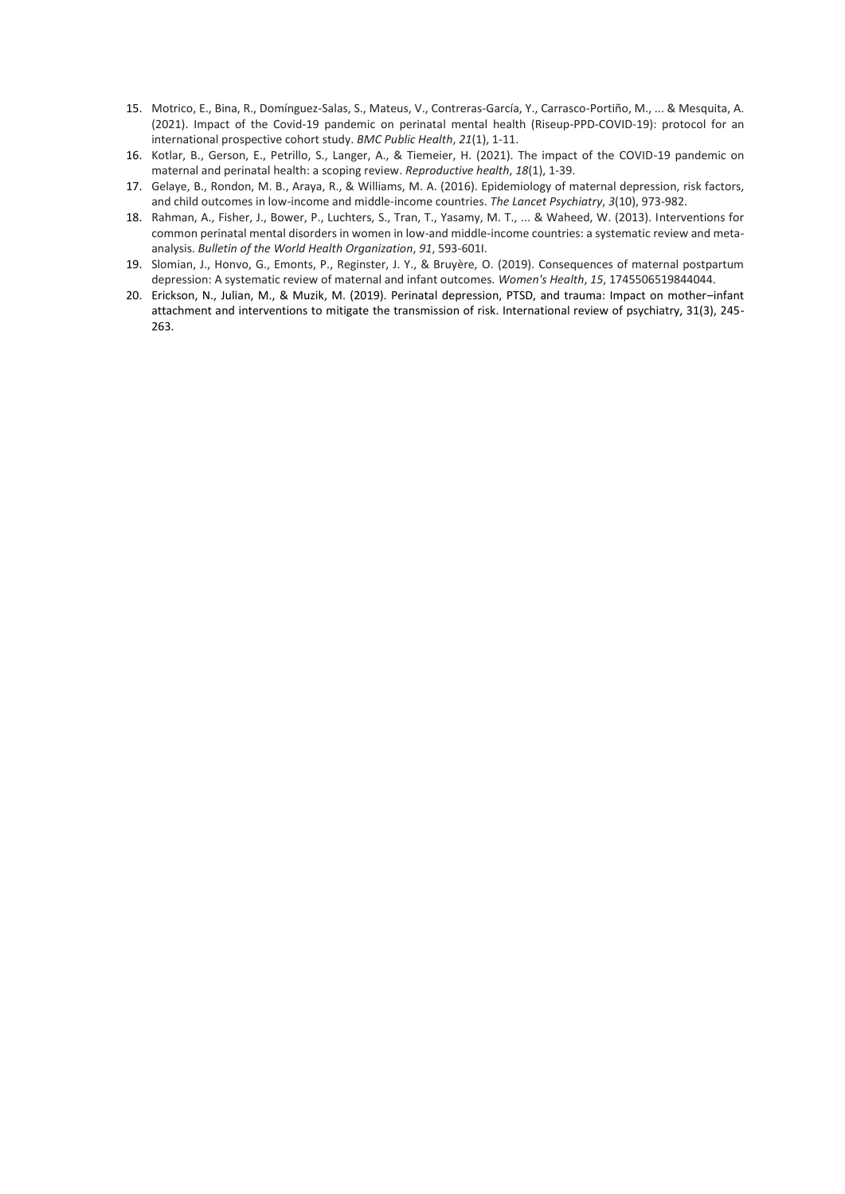15. Motrico, E., Bina, R., Domínguez-Salas, S., Mateus, V., Contreras-García, Y., Carrasco-Portiño, M., ... & Mesquita, A. (2021). Impact of the Covid-19 pandemic on perinatal mental health (Riseup-PPD-COVID-19): protocol for an international prospective cohort study. *BMC Public Health*, *21*(1), 1-11.
16. Kotlar, B., Gerson, E., Petrillo, S., Langer, A., & Tiemeier, H. (2021). The impact of the COVID-19 pandemic on maternal and perinatal health: a scoping review. *Reproductive health*, *18*(1), 1-39.
17. Gelaye, B., Rondon, M. B., Araya, R., & Williams, M. A. (2016). Epidemiology of maternal depression, risk factors, and child outcomes in low-income and middle-income countries. *The Lancet Psychiatry*, *3*(10), 973-982.
18. Rahman, A., Fisher, J., Bower, P., Luchters, S., Tran, T., Yasamy, M. T., ... & Waheed, W. (2013). Interventions for common perinatal mental disorders in women in low-and middle-income countries: a systematic review and meta-analysis. *Bulletin of the World Health Organization*, *91*, 593-601I.
19. Slomian, J., Honvo, G., Emonts, P., Reginster, J. Y., & Bruyère, O. (2019). Consequences of maternal postpartum depression: A systematic review of maternal and infant outcomes. *Women's Health*, *15*, 1745506519844044.
20. Erickson, N., Julian, M., & Muzik, M. (2019). Perinatal depression, PTSD, and trauma: Impact on mother–infant attachment and interventions to mitigate the transmission of risk. International review of psychiatry, 31(3), 245-263.